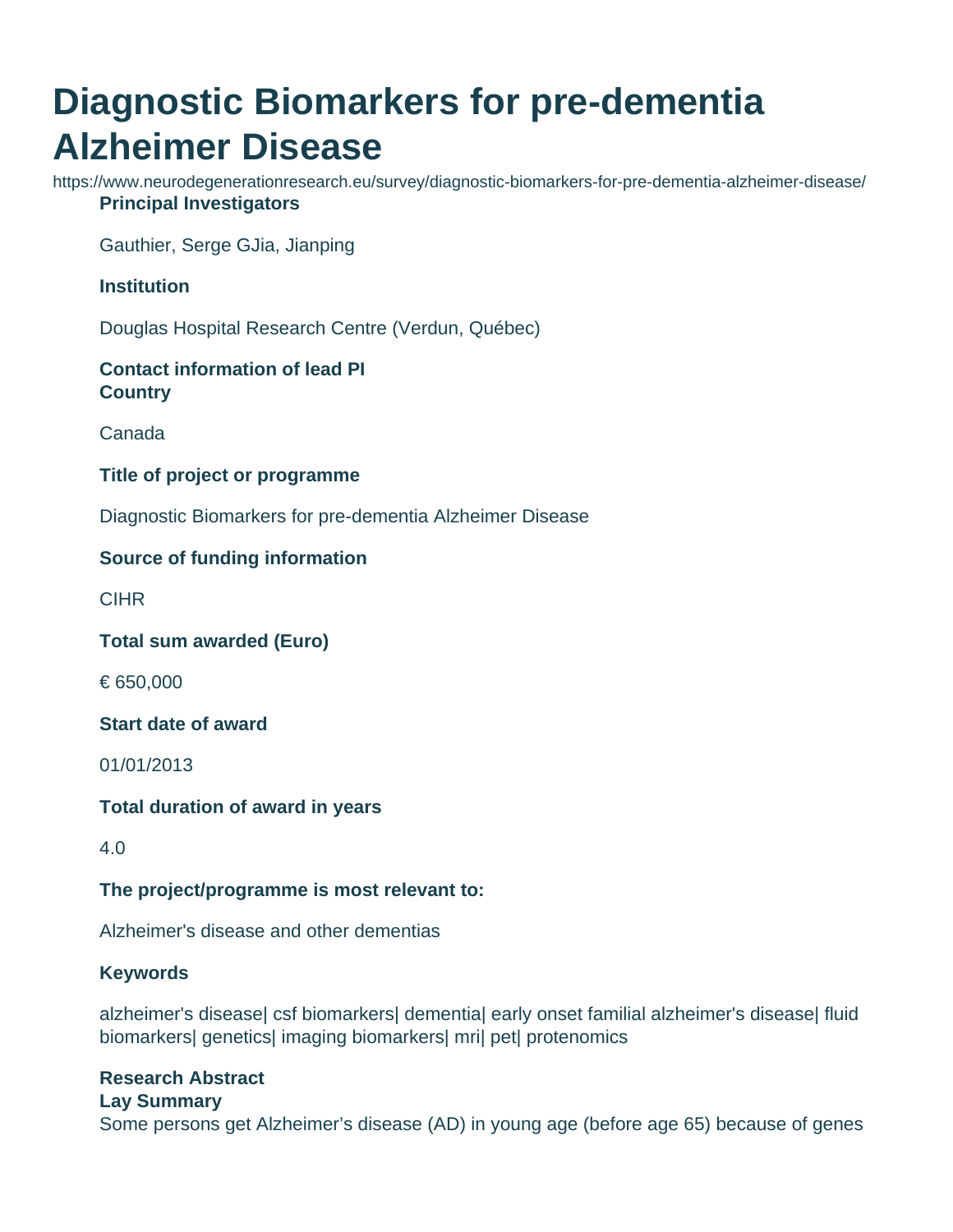# Diagnostic Biomarkers for pre-dementia Alzheimer Disease

https://www.neurodegenerationresearch.eu/survey/diagnostic-biomarkers-for-pre-dementia-alzheimer-disease/

**Principal Investigators**

Gauthier, Serge GJia, Jianping

**Institution**

Douglas Hospital Research Centre (Verdun, Québec)

**Contact information of lead PI**

**Country**

Canada

**Title of project or programme**

Diagnostic Biomarkers for pre-dementia Alzheimer Disease

**Source of funding information**

CIHR

**Total sum awarded (Euro)**

€ 650,000

**Start date of award**

01/01/2013

**Total duration of award in years**

4.0

**The project/programme is most relevant to:**

Alzheimer's disease and other dementias

**Keywords**

alzheimer's disease| csf biomarkers| dementia| early onset familial alzheimer's disease| fluid biomarkers| genetics| imaging biomarkers| mri| pet| protenomics

**Research Abstract**

**Lay Summary**

Some persons get Alzheimer's disease (AD) in young age (before age 65) because of genes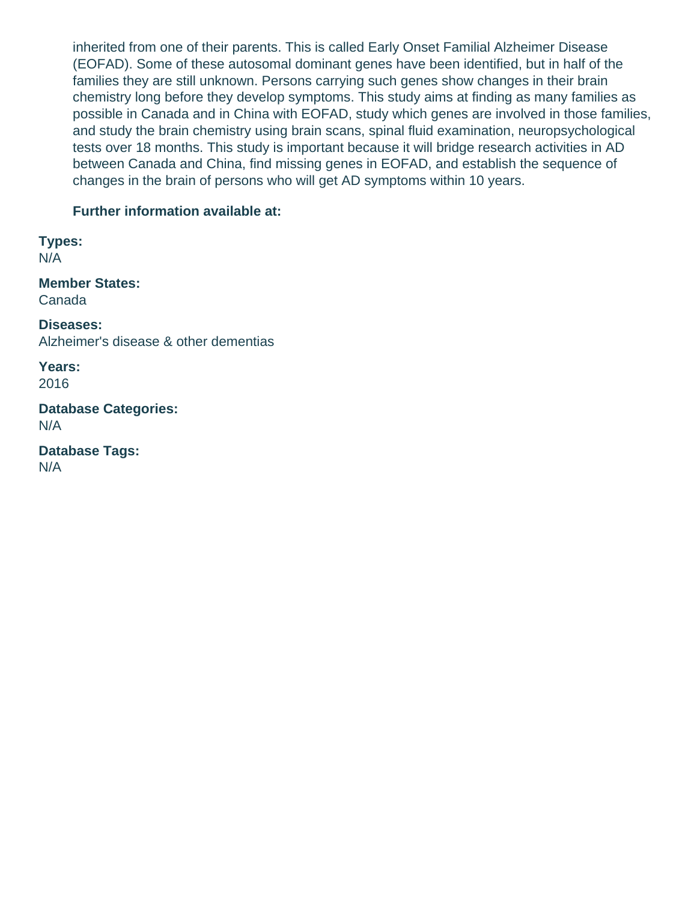inherited from one of their parents. This is called Early Onset Familial Alzheimer Disease (EOFAD). Some of these autosomal dominant genes have been identified, but in half of the families they are still unknown. Persons carrying such genes show changes in their brain chemistry long before they develop symptoms. This study aims at finding as many families as possible in Canada and in China with EOFAD, study which genes are involved in those families, and study the brain chemistry using brain scans, spinal fluid examination, neuropsychological tests over 18 months. This study is important because it will bridge research activities in AD between Canada and China, find missing genes in EOFAD, and establish the sequence of changes in the brain of persons who will get AD symptoms within 10 years.

**Further information available at:**

**Types:**
N/A

**Member States:**
Canada

**Diseases:**
Alzheimer's disease & other dementias

**Years:**
2016

**Database Categories:**
N/A

**Database Tags:**
N/A